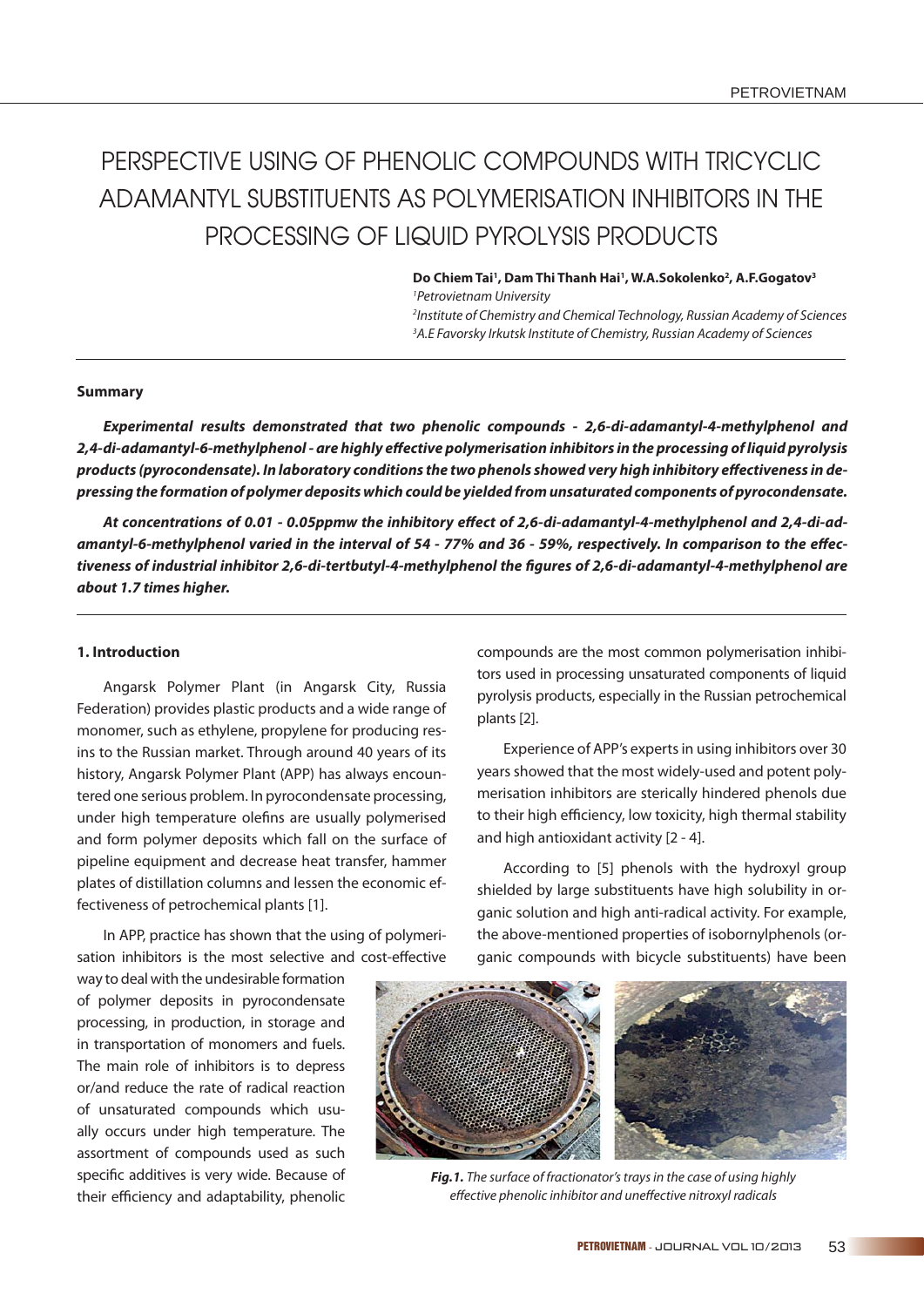# PERSPECTIVE USING OF PHENOLIC COMPOUNDS WITH TRICYCLIC ADAMANTYL SUBSTITUENTS AS POLYMERISATION INHIBITORS IN THE PROCESSING OF LIQUID PYROLYSIS PRODUCTS

**Do Chiem Tai[1], Dam Thi Thanh Hai[1], W.A.Sokolenko[2], A.F.Gogatov[3]**

*[1]Petrovietnam University*

*[2]Institute of Chemistry and Chemical Technology, Russian Academy of Sciences*

*[3]A.E Favorsky Irkutsk Institute of Chemistry, Russian Academy of Sciences*

## Summary

***Experimental results demonstrated that two phenolic compounds - 2,6-di-adamantyl-4-methylphenol and 2,4-di-adamantyl-6-methylphenol - are highly effective polymerisation inhibitors in the processing of liquid pyrolysis products (pyrocondensate). In laboratory conditions the two phenols showed very high inhibitory effectiveness in depressing the formation of polymer deposits which could be yielded from unsaturated components of pyrocondensate.***

***At concentrations of 0.01 - 0.05ppmw the inhibitory effect of 2,6-di-adamantyl-4-methylphenol and 2,4-di-adamantyl-6-methylphenol varied in the interval of 54 - 77% and 36 - 59%, respectively. In comparison to the effectiveness of industrial inhibitor 2,6-di-tertbutyl-4-methylphenol the figures of 2,6-di-adamantyl-4-methylphenol are about 1.7 times higher.***

## 1. Introduction

Angarsk Polymer Plant (in Angarsk City, Russia Federation) provides plastic products and a wide range of monomer, such as ethylene, propylene for producing resins to the Russian market. Through around 40 years of its history, Angarsk Polymer Plant (APP) has always encountered one serious problem. In pyrocondensate processing, under high temperature olefins are usually polymerised and form polymer deposits which fall on the surface of pipeline equipment and decrease heat transfer, hammer plates of distillation columns and lessen the economic effectiveness of petrochemical plants [1].

In APP, practice has shown that the using of polymerisation inhibitors is the most selective and cost-effective way to deal with the undesirable formation of polymer deposits in pyrocondensate processing, in production, in storage and in transportation of monomers and fuels. The main role of inhibitors is to depress or/and reduce the rate of radical reaction of unsaturated compounds which usually occurs under high temperature. The assortment of compounds used as such specific additives is very wide. Because of their efficiency and adaptability, phenolic compounds are the most common polymerisation inhibitors used in processing unsaturated components of liquid pyrolysis products, especially in the Russian petrochemical plants [2].

Experience of APP's experts in using inhibitors over 30 years showed that the most widely-used and potent polymerisation inhibitors are sterically hindered phenols due to their high efficiency, low toxicity, high thermal stability and high antioxidant activity [2 - 4].

According to [5] phenols with the hydroxyl group shielded by large substituents have high solubility in organic solution and high anti-radical activity. For example, the above-mentioned properties of isobornylphenols (organic compounds with bicycle substituents) have been

*Fig.1. The surface of fractionator's trays in the case of using highly effective phenolic inhibitor and uneffective nitroxyl radicals*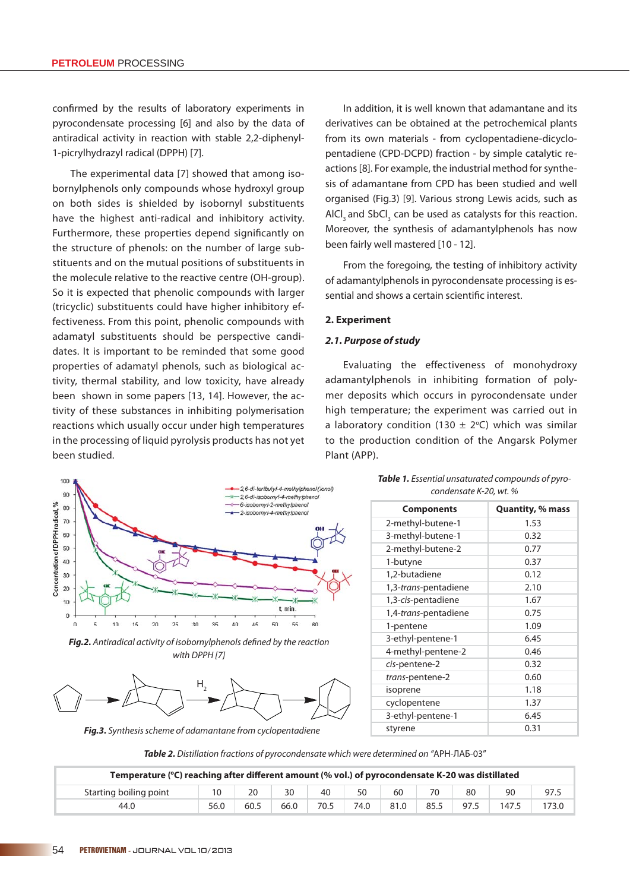confirmed by the results of laboratory experiments in pyrocondensate processing [6] and also by the data of antiradical activity in reaction with stable 2,2-diphenyl-1-picrylhydrazyl radical (DPPH) [7].

The experimental data [7] showed that among isobornylphenols only compounds whose hydroxyl group on both sides is shielded by isobornyl substituents have the highest anti-radical and inhibitory activity. Furthermore, these properties depend significantly on the structure of phenols: on the number of large substituents and on the mutual positions of substituents in the molecule relative to the reactive centre (OH-group). So it is expected that phenolic compounds with larger (tricyclic) substituents could have higher inhibitory effectiveness. From this point, phenolic compounds with adamatyl substituents should be perspective candidates. It is important to be reminded that some good properties of adamatyl phenols, such as biological activity, thermal stability, and low toxicity, have already been shown in some papers [13, 14]. However, the activity of these substances in inhibiting polymerisation reactions which usually occur under high temperatures in the processing of liquid pyrolysis products has not yet been studied.

In addition, it is well known that adamantane and its derivatives can be obtained at the petrochemical plants from its own materials - from cyclopentadiene-dicyclopentadiene (CPD-DCPD) fraction - by simple catalytic reactions [8]. For example, the industrial method for synthesis of adamantane from CPD has been studied and well organised (Fig.3) [9]. Various strong Lewis acids, such as $AlCl_3$ and $SbCl_3$ can be used as catalysts for this reaction. Moreover, the synthesis of adamantylphenols has now been fairly well mastered [10 - 12].

From the foregoing, the testing of inhibitory activity of adamantylphenols in pyrocondensate processing is essential and shows a certain scientific interest.

## 2. Experiment

### *2.1. Purpose of study*

Evaluating the effectiveness of monohydroxy adamantylphenols in inhibiting formation of polymer deposits which occurs in pyrocondensate under high temperature; the experiment was carried out in a laboratory condition (130 ± 2°C) which was similar to the production condition of the Angarsk Polymer Plant (APP).

***Fig.2.*** *Antiradical activity of isobornylphenols defined by the reaction with DPPH [7]*

***Fig.3.*** *Synthesis scheme of adamantane from cyclopentadiene*

***Table 1.*** *Essential unsaturated compounds of pyrocondensate K-20, wt. %*

| Components | Quantity, % mass |
|---|---|
| 2-methyl-butene-1 | 1.53 |
| 3-methyl-butene-1 | 0.32 |
| 2-methyl-butene-2 | 0.77 |
| 1-butyne | 0.37 |
| 1,2-butadiene | 0.12 |
| 1,3-*trans*-pentadiene | 2.10 |
| 1,3-*cis*-pentadiene | 1.67 |
| 1,4-*trans*-pentadiene | 0.75 |
| 1-pentene | 1.09 |
| 3-ethyl-pentene-1 | 6.45 |
| 4-methyl-pentene-2 | 0.46 |
| *cis*-pentene-2 | 0.32 |
| *trans*-pentene-2 | 0.60 |
| isoprene | 1.18 |
| cyclopentene | 1.37 |
| 3-ethyl-pentene-1 | 6.45 |
| styrene | 0.31 |

***Table 2.*** *Distillation fractions of pyrocondensate which were determined on "АРН-ЛАБ-03"*

| Temperature (°C) reaching after different amount (% vol.) of pyrocondensate K-20 was distillated | | | | | | | | | | |
|---|---|---|---|---|---|---|---|---|---|---|
| Starting boiling point | 10 | 20 | 30 | 40 | 50 | 60 | 70 | 80 | 90 | 97.5 |
| 44.0 | 56.0 | 60.5 | 66.0 | 70.5 | 74.0 | 81.0 | 85.5 | 97.5 | 147.5 | 173.0 |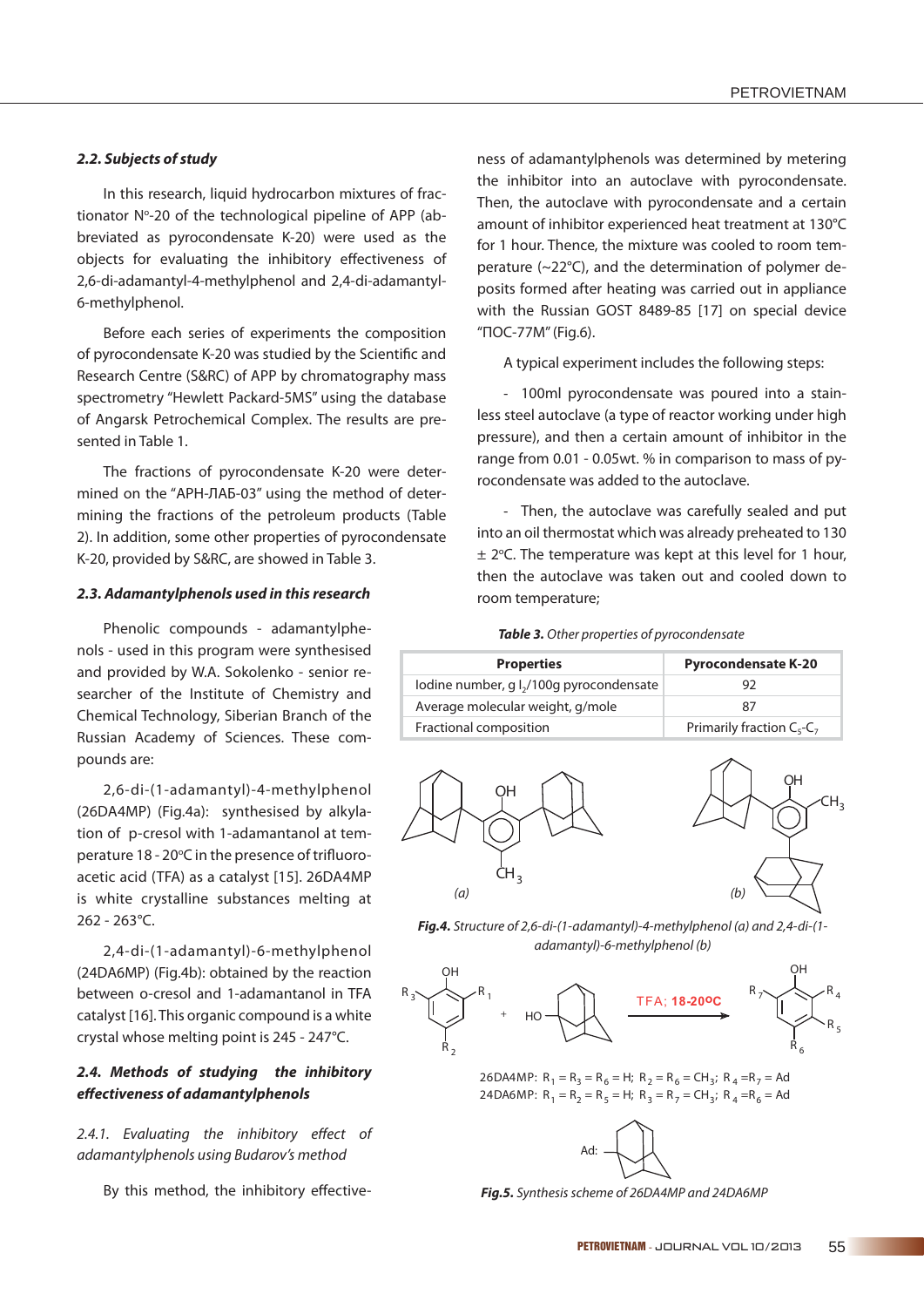### 2.2. Subjects of study

In this research, liquid hydrocarbon mixtures of fractionator Nº-20 of the technological pipeline of APP (abbreviated as pyrocondensate K-20) were used as the objects for evaluating the inhibitory effectiveness of 2,6-di-adamantyl-4-methylphenol and 2,4-di-adamantyl-6-methylphenol.

Before each series of experiments the composition of pyrocondensate K-20 was studied by the Scientific and Research Centre (S&RC) of APP by chromatography mass spectrometry "Hewlett Packard-5MS" using the database of Angarsk Petrochemical Complex. The results are presented in Table 1.

The fractions of pyrocondensate K-20 were determined on the "АРН-ЛАБ-03" using the method of determining the fractions of the petroleum products (Table 2). In addition, some other properties of pyrocondensate K-20, provided by S&RC, are showed in Table 3.

### 2.3. Adamantylphenols used in this research

Phenolic compounds - adamantylphenols - used in this program were synthesised and provided by W.A. Sokolenko - senior researcher of the Institute of Chemistry and Chemical Technology, Siberian Branch of the Russian Academy of Sciences. These compounds are:

2,6-di-(1-adamantyl)-4-methylphenol (26DA4MP) (Fig.4a): synthesised by alkylation of p-cresol with 1-adamantanol at temperature 18 - 20°C in the presence of trifluoroacetic acid (TFA) as a catalyst [15]. 26DA4MP is white crystalline substances melting at 262 - 263°C.

2,4-di-(1-adamantyl)-6-methylphenol (24DA6MP) (Fig.4b): obtained by the reaction between o-cresol and 1-adamantanol in TFA catalyst [16]. This organic compound is a white crystal whose melting point is 245 - 247°C.

### 2.4. Methods of studying the inhibitory effectiveness of adamantylphenols

*2.4.1. Evaluating the inhibitory effect of adamantylphenols using Budarov's method*

By this method, the inhibitory effectiveness of adamantylphenols was determined by metering the inhibitor into an autoclave with pyrocondensate. Then, the autoclave with pyrocondensate and a certain amount of inhibitor experienced heat treatment at 130°C for 1 hour. Thence, the mixture was cooled to room temperature (~22°C), and the determination of polymer deposits formed after heating was carried out in appliance with the Russian GOST 8489-85 [17] on special device "ПОС-77М" (Fig.6).

A typical experiment includes the following steps:

- 100ml pyrocondensate was poured into a stainless steel autoclave (a type of reactor working under high pressure), and then a certain amount of inhibitor in the range from 0.01 - 0.05wt. % in comparison to mass of pyrocondensate was added to the autoclave.

- Then, the autoclave was carefully sealed and put into an oil thermostat which was already preheated to 130 ± 2°C. The temperature was kept at this level for 1 hour, then the autoclave was taken out and cooled down to room temperature;

***Table 3.*** *Other properties of pyrocondensate*

| Properties | Pyrocondensate K-20 |
|---|---|
| Iodine number, g $I_2$/100g pyrocondensate | 92 |
| Average molecular weight, g/mole | 87 |
| Fractional composition | Primarily fraction $C_5$-$C_7$ |

***Fig.4.*** *Structure of 2,6-di-(1-adamantyl)-4-methylphenol (a) and 2,4-di-(1-adamantyl)-6-methylphenol (b)*

TFA; 18-20ºC

26DA4MP: $R_1 = R_3 = R_6 = H$; $R_2 = R_5 = CH_3$; $R_4 = R_7 = Ad$

24DA6MP: $R_1 = R_2 = R_5 = H$; $R_3 = R_7 = CH_3$; $R_4 = R_6 = Ad$

***Fig.5.*** *Synthesis scheme of 26DA4MP and 24DA6MP*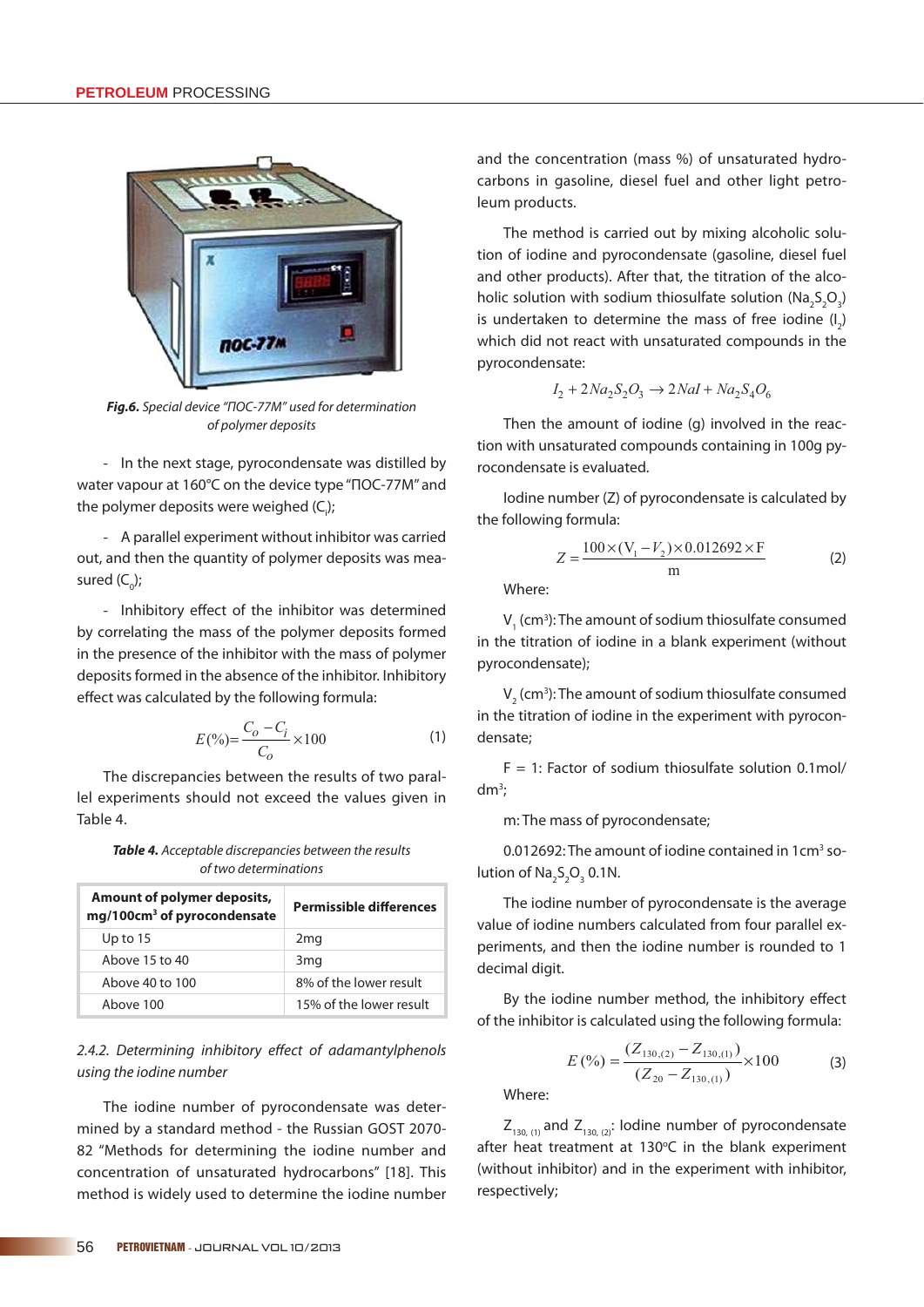*Fig.6. Special device "ПОС-77М" used for determination of polymer deposits*

- In the next stage, pyrocondensate was distilled by water vapour at 160°C on the device type "ПОС-77М" and the polymer deposits were weighed ($C_i$);

- A parallel experiment without inhibitor was carried out, and then the quantity of polymer deposits was measured ($C_0$);

- Inhibitory effect of the inhibitor was determined by correlating the mass of the polymer deposits formed in the presence of the inhibitor with the mass of polymer deposits formed in the absence of the inhibitor. Inhibitory effect was calculated by the following formula:

$$E(\%)=\frac{C_o - C_i}{C_o}\times 100 \qquad (1)$$

The discrepancies between the results of two parallel experiments should not exceed the values given in Table 4.

***Table 4.** Acceptable discrepancies between the results of two determinations*

| Amount of polymer deposits, mg/100cm$^3$ of pyrocondensate | Permissible differences |
|---|---|
| Up to 15 | 2mg |
| Above 15 to 40 | 3mg |
| Above 40 to 100 | 8% of the lower result |
| Above 100 | 15% of the lower result |

### *2.4.2. Determining inhibitory effect of adamantylphenols using the iodine number*

The iodine number of pyrocondensate was determined by a standard method - the Russian GOST 2070-82 "Methods for determining the iodine number and concentration of unsaturated hydrocarbons" [18]. This method is widely used to determine the iodine number and the concentration (mass %) of unsaturated hydrocarbons in gasoline, diesel fuel and other light petroleum products.

The method is carried out by mixing alcoholic solution of iodine and pyrocondensate (gasoline, diesel fuel and other products). After that, the titration of the alcoholic solution with sodium thiosulfate solution ($Na_2S_2O_3$) is undertaken to determine the mass of free iodine ($I_2$) which did not react with unsaturated compounds in the pyrocondensate:

$$I_2 + 2Na_2S_2O_3 \rightarrow 2NaI + Na_2S_4O_6$$

Then the amount of iodine (g) involved in the reaction with unsaturated compounds containing in 100g pyrocondensate is evaluated.

Iodine number (Z) of pyrocondensate is calculated by the following formula:

$$Z = \frac{100\times(V_1 - V_2)\times 0.012692\times F}{m} \qquad (2)$$

Where:

$V_1$ (cm$^3$): The amount of sodium thiosulfate consumed in the titration of iodine in a blank experiment (without pyrocondensate);

$V_2$ (cm$^3$): The amount of sodium thiosulfate consumed in the titration of iodine in the experiment with pyrocondensate;

F = 1: Factor of sodium thiosulfate solution 0.1mol/dm$^3$;

m: The mass of pyrocondensate;

0.012692: The amount of iodine contained in 1cm$^3$ solution of $Na_2S_2O_3$ 0.1N.

The iodine number of pyrocondensate is the average value of iodine numbers calculated from four parallel experiments, and then the iodine number is rounded to 1 decimal digit.

By the iodine number method, the inhibitory effect of the inhibitor is calculated using the following formula:

$$E(\%) = \frac{(Z_{130,(2)} - Z_{130,(1)})}{(Z_{20} - Z_{130,(1)})}\times 100 \qquad (3)$$

Where:

$Z_{130,(1)}$ and $Z_{130,(2)}$: Iodine number of pyrocondensate after heat treatment at 130°C in the blank experiment (without inhibitor) and in the experiment with inhibitor, respectively;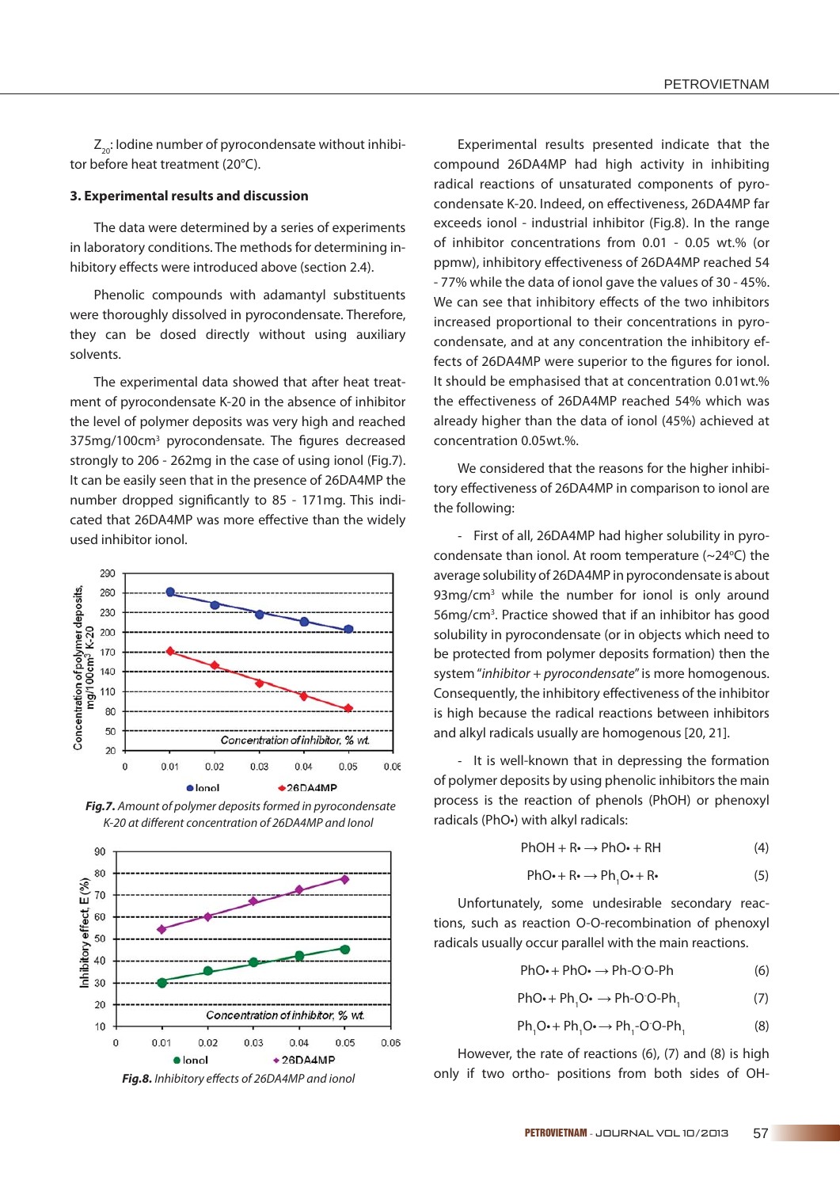$Z_{20}$: Iodine number of pyrocondensate without inhibitor before heat treatment (20°C).

### 3. Experimental results and discussion

The data were determined by a series of experiments in laboratory conditions. The methods for determining inhibitory effects were introduced above (section 2.4).

Phenolic compounds with adamantyl substituents were thoroughly dissolved in pyrocondensate. Therefore, they can be dosed directly without using auxiliary solvents.

The experimental data showed that after heat treatment of pyrocondensate K-20 in the absence of inhibitor the level of polymer deposits was very high and reached 375mg/100cm³ pyrocondensate. The figures decreased strongly to 206 - 262mg in the case of using ionol (Fig.7). It can be easily seen that in the presence of 26DA4MP the number dropped significantly to 85 - 171mg. This indicated that 26DA4MP was more effective than the widely used inhibitor ionol.

*Fig.7. Amount of polymer deposits formed in pyrocondensate K-20 at different concentration of 26DA4MP and Ionol*

*Fig.8. Inhibitory effects of 26DA4MP and ionol*

Experimental results presented indicate that the compound 26DA4MP had high activity in inhibiting radical reactions of unsaturated components of pyrocondensate K-20. Indeed, on effectiveness, 26DA4MP far exceeds ionol - industrial inhibitor (Fig.8). In the range of inhibitor concentrations from 0.01 - 0.05 wt.% (or ppmw), inhibitory effectiveness of 26DA4MP reached 54 - 77% while the data of ionol gave the values of 30 - 45%. We can see that inhibitory effects of the two inhibitors increased proportional to their concentrations in pyrocondensate, and at any concentration the inhibitory effects of 26DA4MP were superior to the figures for ionol. It should be emphasised that at concentration 0.01wt.% the effectiveness of 26DA4MP reached 54% which was already higher than the data of ionol (45%) achieved at concentration 0.05wt.%.

We considered that the reasons for the higher inhibitory effectiveness of 26DA4MP in comparison to ionol are the following:

- First of all, 26DA4MP had higher solubility in pyrocondensate than ionol. At room temperature (~24°C) the average solubility of 26DA4MP in pyrocondensate is about 93mg/cm³ while the number for ionol is only around 56mg/cm³. Practice showed that if an inhibitor has good solubility in pyrocondensate (or in objects which need to be protected from polymer deposits formation) then the system "*inhibitor + pyrocondensate*" is more homogenous. Consequently, the inhibitory effectiveness of the inhibitor is high because the radical reactions between inhibitors and alkyl radicals usually are homogenous [20, 21].

- It is well-known that in depressing the formation of polymer deposits by using phenolic inhibitors the main process is the reaction of phenols (PhOH) or phenoxyl radicals (PhO•) with alkyl radicals:

$$PhOH + R\bullet \rightarrow PhO\bullet + RH \quad (4)$$

$$PhO\bullet + R\bullet \rightarrow Ph_1O\bullet + R\bullet \quad (5)$$

Unfortunately, some undesirable secondary reactions, such as reaction O-O-recombination of phenoxyl radicals usually occur parallel with the main reactions.

$$PhO\bullet + PhO\bullet \rightarrow Ph\text{-}O\text{-}O\text{-}Ph \quad (6)$$

$$PhO\bullet + Ph_1O\bullet \rightarrow Ph\text{-}O\text{-}O\text{-}Ph_1 \quad (7)$$

$$Ph_1O\bullet + Ph_1O\bullet \rightarrow Ph_1\text{-}O\text{-}O\text{-}Ph_1 \quad (8)$$

However, the rate of reactions (6), (7) and (8) is high only if two ortho- positions from both sides of OH-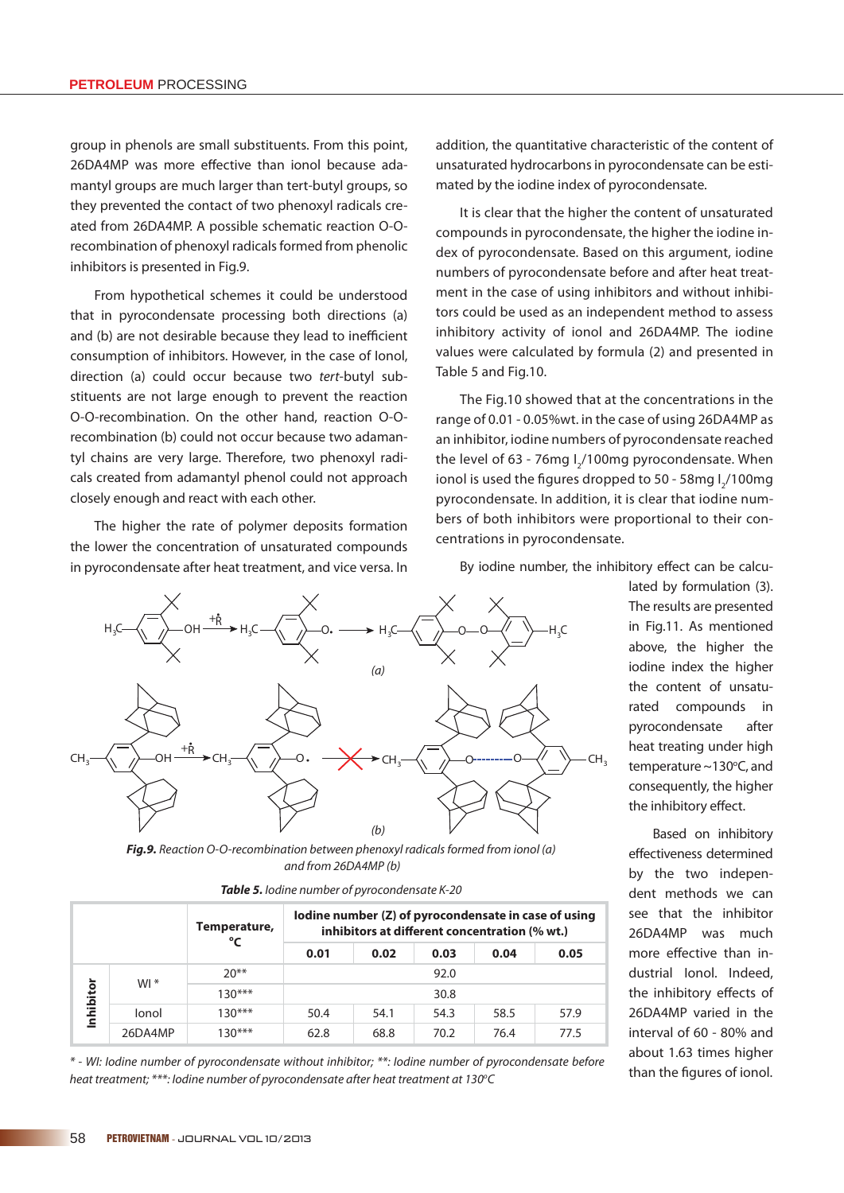group in phenols are small substituents. From this point, 26DA4MP was more effective than ionol because adamantyl groups are much larger than tert-butyl groups, so they prevented the contact of two phenoxyl radicals created from 26DA4MP. A possible schematic reaction O-O-recombination of phenoxyl radicals formed from phenolic inhibitors is presented in Fig.9.

From hypothetical schemes it could be understood that in pyrocondensate processing both directions (a) and (b) are not desirable because they lead to inefficient consumption of inhibitors. However, in the case of Ionol, direction (a) could occur because two *tert*-butyl substituents are not large enough to prevent the reaction O-O-recombination. On the other hand, reaction O-O-recombination (b) could not occur because two adamantyl chains are very large. Therefore, two phenoxyl radicals created from adamantyl phenol could not approach closely enough and react with each other.

The higher the rate of polymer deposits formation the lower the concentration of unsaturated compounds in pyrocondensate after heat treatment, and vice versa. In addition, the quantitative characteristic of the content of unsaturated hydrocarbons in pyrocondensate can be estimated by the iodine index of pyrocondensate.

It is clear that the higher the content of unsaturated compounds in pyrocondensate, the higher the iodine index of pyrocondensate. Based on this argument, iodine numbers of pyrocondensate before and after heat treatment in the case of using inhibitors and without inhibitors could be used as an independent method to assess inhibitory activity of ionol and 26DA4MP. The iodine values were calculated by formula (2) and presented in Table 5 and Fig.10.

The Fig.10 showed that at the concentrations in the range of 0.01 - 0.05%wt. in the case of using 26DA4MP as an inhibitor, iodine numbers of pyrocondensate reached the level of 63 - 76mg $I_2$/100mg pyrocondensate. When ionol is used the figures dropped to 50 - 58mg $I_2$/100mg pyrocondensate. In addition, it is clear that iodine numbers of both inhibitors were proportional to their concentrations in pyrocondensate.

By iodine number, the inhibitory effect can be calculated by formulation (3). The results are presented in Fig.11. As mentioned above, the higher the iodine index the higher the content of unsaturated compounds in pyrocondensate after heat treating under high temperature ~130°C, and consequently, the higher the inhibitory effect.

Based on inhibitory effectiveness determined by the two independent methods we can see that the inhibitor 26DA4MP was much more effective than industrial Ionol. Indeed, the inhibitory effects of 26DA4MP varied in the interval of 60 - 80% and about 1.63 times higher than the figures of ionol.

*Fig.9. Reaction O-O-recombination between phenoxyl radicals formed from ionol (a) and from 26DA4MP (b)*

*Table 5. Iodine number of pyrocondensate K-20*

| | | Temperature, °C | Iodine number (Z) of pyrocondensate in case of using inhibitors at different concentration (% wt.) | | | | |
|---|---|---|---|---|---|---|---|
| | | | 0.01 | 0.02 | 0.03 | 0.04 | 0.05 |
| Inhibitor | WI * | 20** | 92.0 | | | | |
| | | 130*** | 30.8 | | | | |
| | Ionol | 130*** | 50.4 | 54.1 | 54.3 | 58.5 | 57.9 |
| | 26DA4MP | 130*** | 62.8 | 68.8 | 70.2 | 76.4 | 77.5 |

*\* - WI: Iodine number of pyrocondensate without inhibitor; \*\*: Iodine number of pyrocondensate before heat treatment; \*\*\*: Iodine number of pyrocondensate after heat treatment at 130°C*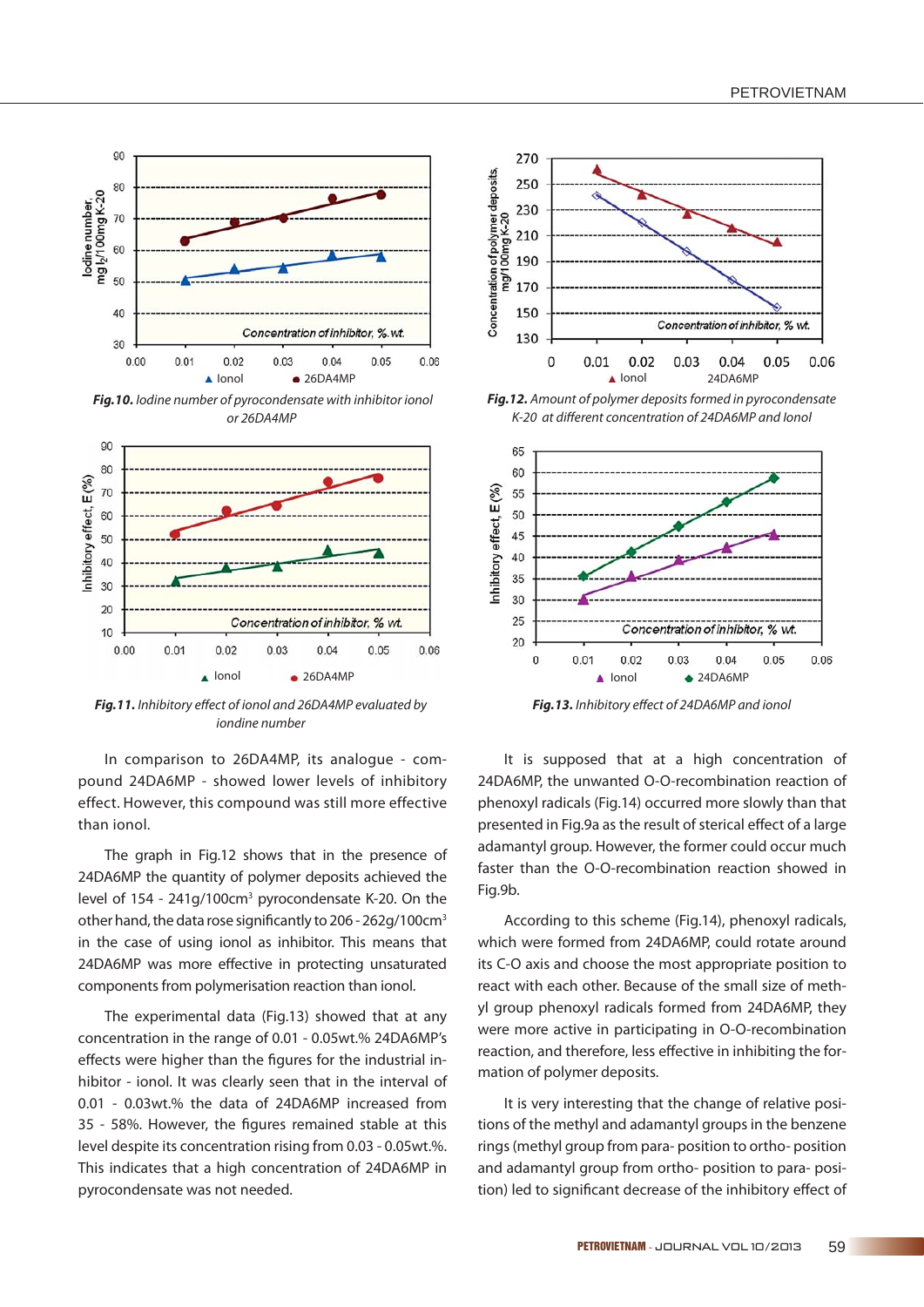Fig.10. Iodine number of pyrocondensate with inhibitor ionol or 26DA4MP

Fig.11. Inhibitory effect of ionol and 26DA4MP evaluated by iondine number

Fig.12. Amount of polymer deposits formed in pyrocondensate K-20 at different concentration of 24DA6MP and Ionol

Fig.13. Inhibitory effect of 24DA6MP and ionol

In comparison to 26DA4MP, its analogue - compound 24DA6MP - showed lower levels of inhibitory effect. However, this compound was still more effective than ionol.

The graph in Fig.12 shows that in the presence of 24DA6MP the quantity of polymer deposits achieved the level of 154 - 241g/100cm$^3$ pyrocondensate K-20. On the other hand, the data rose significantly to 206 - 262g/100cm$^3$ in the case of using ionol as inhibitor. This means that 24DA6MP was more effective in protecting unsaturated components from polymerisation reaction than ionol.

The experimental data (Fig.13) showed that at any concentration in the range of 0.01 - 0.05wt.% 24DA6MP's effects were higher than the figures for the industrial inhibitor - ionol. It was clearly seen that in the interval of 0.01 - 0.03wt.% the data of 24DA6MP increased from 35 - 58%. However, the figures remained stable at this level despite its concentration rising from 0.03 - 0.05wt.%. This indicates that a high concentration of 24DA6MP in pyrocondensate was not needed.

It is supposed that at a high concentration of 24DA6MP, the unwanted O-O-recombination reaction of phenoxyl radicals (Fig.14) occurred more slowly than that presented in Fig.9a as the result of sterical effect of a large adamantyl group. However, the former could occur much faster than the O-O-recombination reaction showed in Fig.9b.

According to this scheme (Fig.14), phenoxyl radicals, which were formed from 24DA6MP, could rotate around its C-O axis and choose the most appropriate position to react with each other. Because of the small size of methyl group phenoxyl radicals formed from 24DA6MP, they were more active in participating in O-O-recombination reaction, and therefore, less effective in inhibiting the formation of polymer deposits.

It is very interesting that the change of relative positions of the methyl and adamantyl groups in the benzene rings (methyl group from para- position to ortho- position and adamantyl group from ortho- position to para- position) led to significant decrease of the inhibitory effect of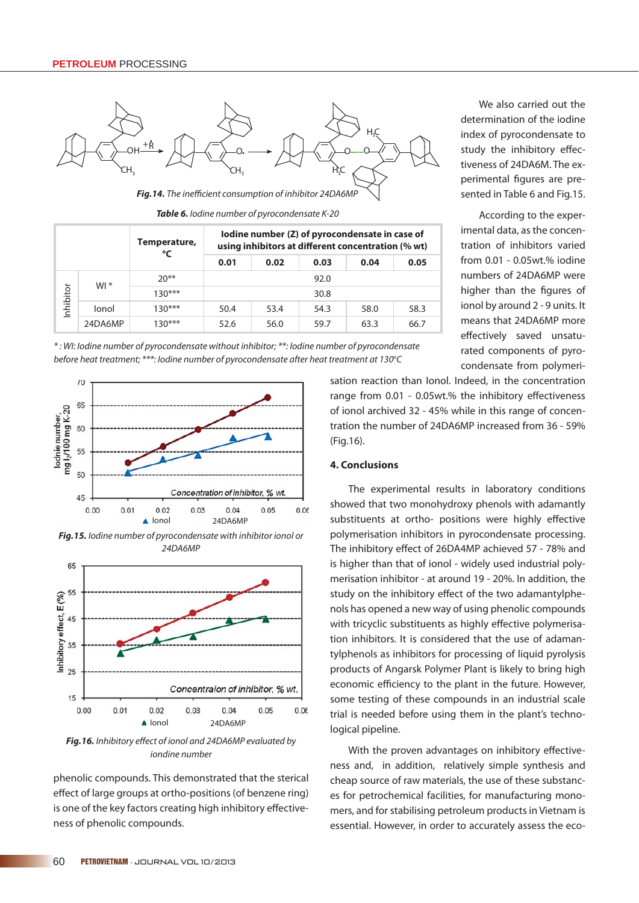*Fig.14. The inefficient consumption of inhibitor 24DA6MP*

*Table 6. Iodine number of pyrocondensate K-20*

| | | Temperature, °C | Iodine number (Z) of pyrocondensate in case of using inhibitors at different concentration (% wt) | | | | |
|---|---|---|---|---|---|---|---|
| | | | 0.01 | 0.02 | 0.03 | 0.04 | 0.05 |
| Inhibitor | WI * | 20** | 92.0 | | | | |
| | | 130*** | 30.8 | | | | |
| | Ionol | 130*** | 50.4 | 53.4 | 54.3 | 58.0 | 58.3 |
| | 24DA6MP | 130*** | 52.6 | 56.0 | 59.7 | 63.3 | 66.7 |

*\* : WI: Iodine number of pyrocondensate without inhibitor; \*\*: Iodine number of pyrocondensate before heat treatment; \*\*\*: Iodine number of pyrocondensate after heat treatment at 130°C*

*Fig.15. Iodine number of pyrocondensate with inhibitor ionol or 24DA6MP*

*Fig.16. Inhibitory effect of ionol and 24DA6MP evaluated by iondine number*

phenolic compounds. This demonstrated that the sterical effect of large groups at ortho-positions (of benzene ring) is one of the key factors creating high inhibitory effectiveness of phenolic compounds.

We also carried out the determination of the iodine index of pyrocondensate to study the inhibitory effectiveness of 24DA6M. The experimental figures are presented in Table 6 and Fig.15.

According to the experimental data, as the concentration of inhibitors varied from 0.01 - 0.05wt.% iodine numbers of 24DA6MP were higher than the figures of ionol by around 2 - 9 units. It means that 24DA6MP more effectively saved unsaturated components of pyrocondensate from polymerisation reaction than Ionol. Indeed, in the concentration range from 0.01 - 0.05wt.% the inhibitory effectiveness of ionol archived 32 - 45% while in this range of concentration the number of 24DA6MP increased from 36 - 59% (Fig.16).

## 4. Conclusions

The experimental results in laboratory conditions showed that two monohydroxy phenols with adamantly substituents at ortho- positions were highly effective polymerisation inhibitors in pyrocondensate processing. The inhibitory effect of 26DA4MP achieved 57 - 78% and is higher than that of ionol - widely used industrial polymerisation inhibitor - at around 19 - 20%. In addition, the study on the inhibitory effect of the two adamantylphenols has opened a new way of using phenolic compounds with tricyclic substituents as highly effective polymerisation inhibitors. It is considered that the use of adamantylphenols as inhibitors for processing of liquid pyrolysis products of Angarsk Polymer Plant is likely to bring high economic efficiency to the plant in the future. However, some testing of these compounds in an industrial scale trial is needed before using them in the plant's technological pipeline.

With the proven advantages on inhibitory effectiveness and, in addition, relatively simple synthesis and cheap source of raw materials, the use of these substances for petrochemical facilities, for manufacturing monomers, and for stabilising petroleum products in Vietnam is essential. However, in order to accurately assess the eco-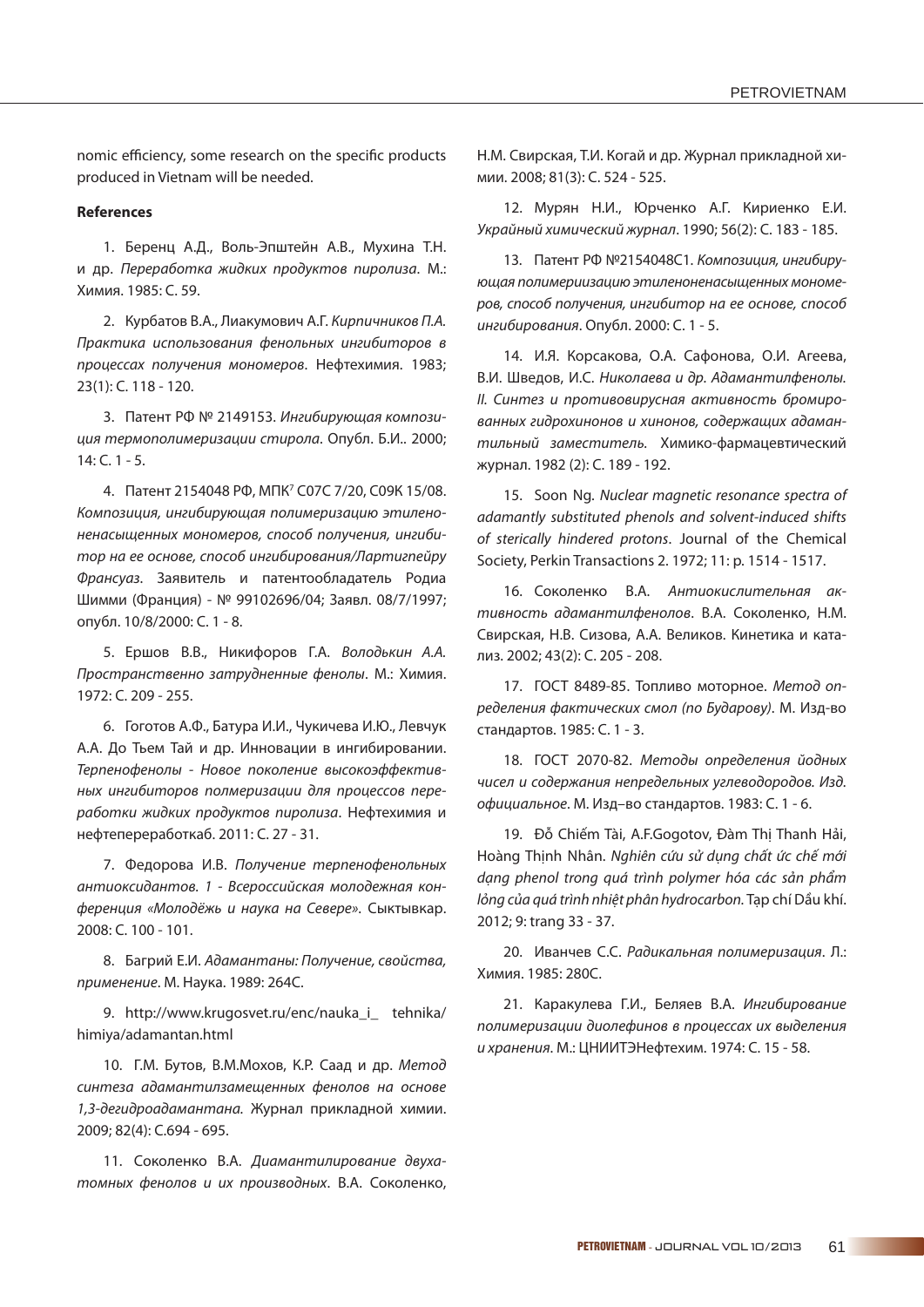nomic efficiency, some research on the specific products produced in Vietnam will be needed.

**References**

1. Беренц А.Д., Воль-Эпштейн А.В., Мухина Т.Н. и др. *Переработка жидких продуктов пиролиза*. М.: Химия. 1985: С. 59.

2. Курбатов В.А., Лиакумович А.Г. *Кирпичников П.А. Практика использования фенольных ингибиторов в процессах получения мономеров*. Нефтехимия. 1983; 23(1): С. 118 - 120.

3. Патент РФ № 2149153. *Ингибирующая композиция термополимеризации стирола*. Опубл. Б.И.. 2000; 14: С. 1 - 5.

4. Патент 2154048 РФ, МПК[7] C07C 7/20, C09K 15/08. *Композиция, ингибирующая полимеризацию этиленоненасыщенных мономеров, способ получения, ингибитор на ее основе, способ ингибирования/Лартигпейру Франсуаз*. Заявитель и патентообладатель Родиа Шимми (Франция) - № 99102696/04; Заявл. 08/7/1997; опубл. 10/8/2000: С. 1 - 8.

5. Ершов В.В., Никифоров Г.А. *Володькин А.А. Пространственно затрудненные фенолы*. М.: Химия. 1972: С. 209 - 255.

6. Гоготов А.Ф., Батура И.И., Чукичева И.Ю., Левчук А.А. До Тьем Тай и др. Инновации в ингибировании. *Терпенофенолы - Новое поколение высокоэффективных ингибиторов полмеризации для процессов переработки жидких продуктов пиролиза*. Нефтехимия и нефтепереработкаб. 2011: С. 27 - 31.

7. Федорова И.В. *Получение терпенофенольных антиоксидантов. 1 - Всероссийская молодежная конференция «Молодёжь и наука на Севере»*. Сыктывкар. 2008: С. 100 - 101.

8. Багрий Е.И. *Адамантаны: Получение, свойства, применение*. М. Наука. 1989: 264С.

9. http://www.krugosvet.ru/enc/nauka_i_ tehnika/himiya/adamantan.html

10. Г.М. Бутов, В.М.Мохов, К.Р. Саад и др. *Метод синтеза адамантилзамещенных фенолов на основе 1,3-дегидроадамантана*. Журнал прикладной химии. 2009; 82(4): С.694 - 695.

11. Соколенко В.А. *Диамантилирование двухатомных фенолов и их производных*. В.А. Соколенко, Н.М. Свирская, Т.И. Когай и др. Журнал прикладной химии. 2008; 81(3): С. 524 - 525.

12. Мурян Н.И., Юрченко А.Г. Кириенко Е.И. *Украйный химический журнал*. 1990; 56(2): С. 183 - 185.

13. Патент РФ №2154048C1. *Композиция, ингибирующая полимериизацию этиленоненасыщенных мономеров, способ получения, ингибитор на ее основе, способ ингибирования*. Опубл. 2000: С. 1 - 5.

14. И.Я. Корсакова, О.А. Сафонова, О.И. Агеева, В.И. Шведов, И.С. *Николаева и др. Адамантилфенолы. II. Синтез и противовирусная активность бромированных гидрохинонов и хинонов, содержащих адамантильный заместитель*. Химико-фармацевтический журнал. 1982 (2): С. 189 - 192.

15. Soon Ng. *Nuclear magnetic resonance spectra of adamantly substituted phenols and solvent-induced shifts of sterically hindered protons*. Journal of the Chemical Society, Perkin Transactions 2. 1972; 11: p. 1514 - 1517.

16. Соколенко В.А. *Антиокислительная активность адамантилфенолов*. В.А. Соколенко, Н.М. Свирская, Н.В. Сизова, А.А. Великов. Кинетика и катализ. 2002; 43(2): С. 205 - 208.

17. ГОСТ 8489-85. Топливо моторное. *Метод определения фактических смол (по Бударову)*. М. Изд-во стандартов. 1985: С. 1 - 3.

18. ГОСТ 2070-82. *Методы определения йодных чисел и содержания непредельных углеводородов. Изд. официальное*. М. Изд–во стандартов. 1983: С. 1 - 6.

19. Đỗ Chiếm Tài, A.F.Gogotov, Đàm Thị Thanh Hải, Hoàng Thịnh Nhân. *Nghiên cứu sử dụng chất ức chế mới dạng phenol trong quá trình polymer hóa các sản phẩm lỏng của quá trình nhiệt phân hydrocarbon*. Tạp chí Dầu khí. 2012; 9: trang 33 - 37.

20. Иванчев С.С. *Радикальная полимеризация*. Л.: Химия. 1985: 280С.

21. Каракулева Г.И., Беляев В.А. *Ингибирование полимеризации диолефинов в процессах их выделения и хранения*. М.: ЦНИИТЭНефтехим. 1974: С. 15 - 58.